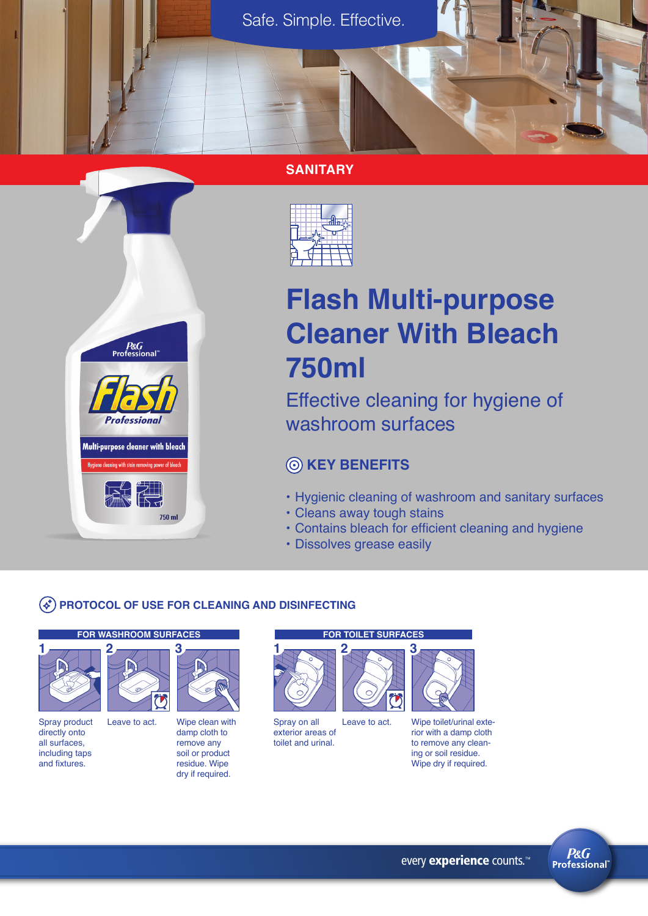Safe. Simple. Effective.

## SANITARY

# Flash Multi-purpose Cleaner With Bleach 750ml

Effective cleaning for hygiene of washroom surfaces

### KEY BENEFITS

- Hygienic cleaning of washroom and sanitary surfaces
- Cleans away tough stains
- Contains bleach for efficient cleaning and hygiene
- Dissolves grease easily

### PROTOCOL OF USE FOR CLEANING AND DISINFECTING

#### FOR WASHROOM SURFACES

1. Spray product directly onto all surfaces, including taps and fixtures.
2. Leave to act.
3. Wipe clean with damp cloth to remove any soil or product residue. Wipe dry if required.

#### FOR TOILET SURFACES

1. Spray on all exterior areas of toilet and urinal.
2. Leave to act.
3. Wipe toilet/urinal exterior with a damp cloth to remove any cleaning or soil residue. Wipe dry if required.

every **experience** counts.™

P&G Professional™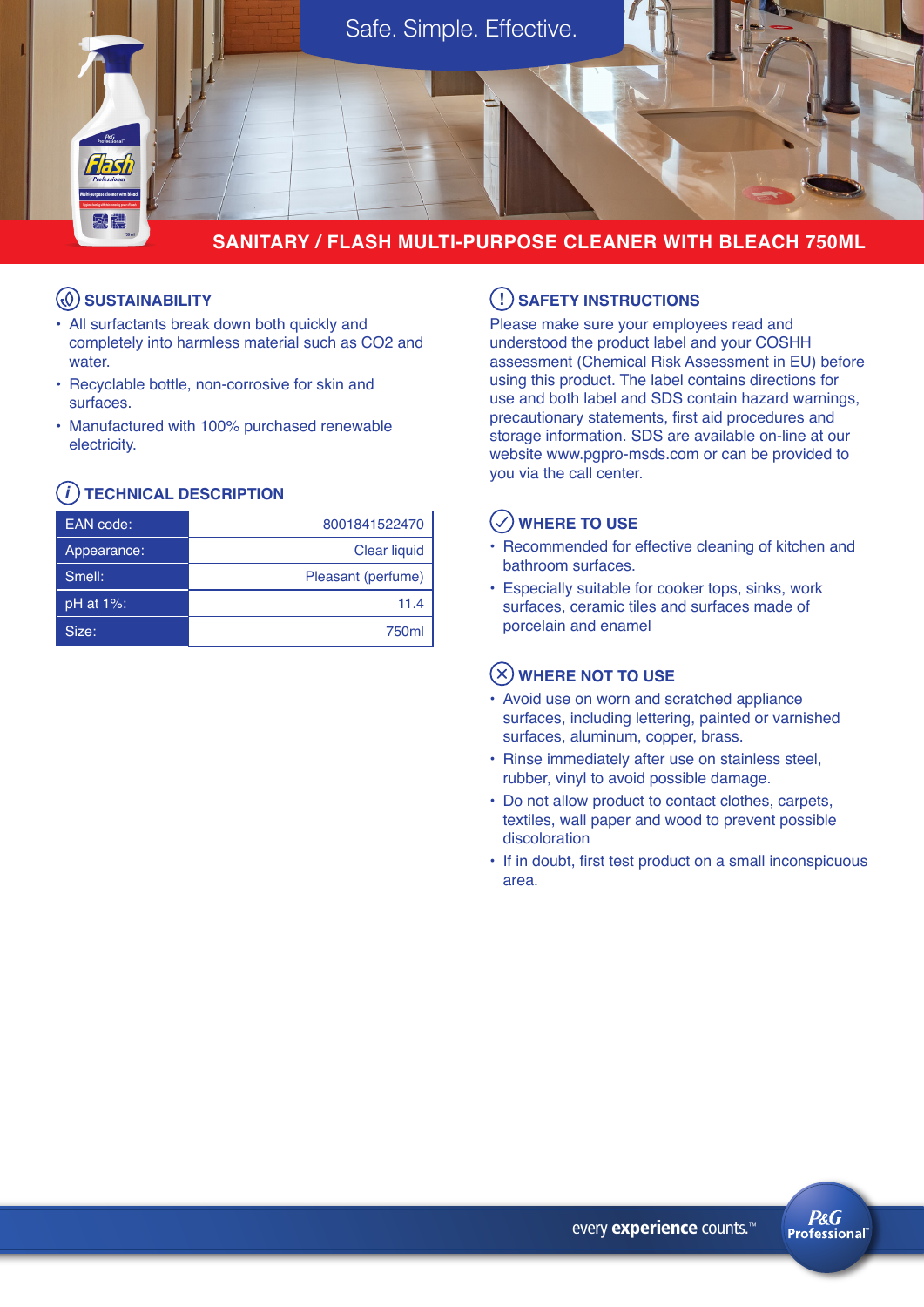Safe. Simple. Effective.

# SANITARY / FLASH MULTI-PURPOSE CLEANER WITH BLEACH 750ML

## SUSTAINABILITY

- All surfactants break down both quickly and completely into harmless material such as $CO_2$ and water.
- Recyclable bottle, non-corrosive for skin and surfaces.
- Manufactured with 100% purchased renewable electricity.

## TECHNICAL DESCRIPTION

| | |
|---|---|
| EAN code: | 8001841522470 |
| Appearance: | Clear liquid |
| Smell: | Pleasant (perfume) |
| pH at 1%: | 11.4 |
| Size: | 750ml |

## SAFETY INSTRUCTIONS

Please make sure your employees read and understood the product label and your COSHH assessment (Chemical Risk Assessment in EU) before using this product. The label contains directions for use and both label and SDS contain hazard warnings, precautionary statements, first aid procedures and storage information. SDS are available on-line at our website www.pgpro-msds.com or can be provided to you via the call center.

## WHERE TO USE

- Recommended for effective cleaning of kitchen and bathroom surfaces.
- Especially suitable for cooker tops, sinks, work surfaces, ceramic tiles and surfaces made of porcelain and enamel

## WHERE NOT TO USE

- Avoid use on worn and scratched appliance surfaces, including lettering, painted or varnished surfaces, aluminum, copper, brass.
- Rinse immediately after use on stainless steel, rubber, vinyl to avoid possible damage.
- Do not allow product to contact clothes, carpets, textiles, wall paper and wood to prevent possible discoloration
- If in doubt, first test product on a small inconspicuous area.

every **experience** counts.™ P&G Professional™